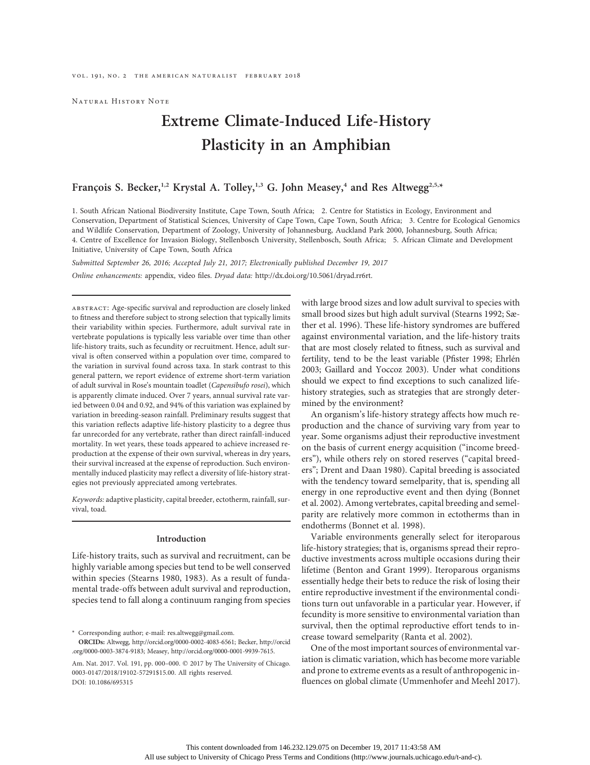Natural History Note

# Extreme Climate-Induced Life-History Plasticity in an Amphibian

**François S. Becker,[1,2] Krystal A. Tolley,[1,3] G. John Measey,[4] and Res Altwegg[2,5,*]**

1. South African National Biodiversity Institute, Cape Town, South Africa; 2. Centre for Statistics in Ecology, Environment and Conservation, Department of Statistical Sciences, University of Cape Town, Cape Town, South Africa; 3. Centre for Ecological Genomics and Wildlife Conservation, Department of Zoology, University of Johannesburg, Auckland Park 2000, Johannesburg, South Africa; 4. Centre of Excellence for Invasion Biology, Stellenbosch University, Stellenbosch, South Africa; 5. African Climate and Development Initiative, University of Cape Town, South Africa

*Submitted September 26, 2016; Accepted July 21, 2017; Electronically published December 19, 2017*

*Online enhancements:* appendix, video files. *Dryad data:* http://dx.doi.org/10.5061/dryad.rr6rt.

abstract: Age-specific survival and reproduction are closely linked to fitness and therefore subject to strong selection that typically limits their variability within species. Furthermore, adult survival rate in vertebrate populations is typically less variable over time than other life-history traits, such as fecundity or recruitment. Hence, adult survival is often conserved within a population over time, compared to the variation in survival found across taxa. In stark contrast to this general pattern, we report evidence of extreme short-term variation of adult survival in Rose's mountain toadlet (*Capensibufo rosei*), which is apparently climate induced. Over 7 years, annual survival rate varied between 0.04 and 0.92, and 94% of this variation was explained by variation in breeding-season rainfall. Preliminary results suggest that this variation reflects adaptive life-history plasticity to a degree thus far unrecorded for any vertebrate, rather than direct rainfall-induced mortality. In wet years, these toads appeared to achieve increased reproduction at the expense of their own survival, whereas in dry years, their survival increased at the expense of reproduction. Such environmentally induced plasticity may reflect a diversity of life-history strategies not previously appreciated among vertebrates.

*Keywords:* adaptive plasticity, capital breeder, ectotherm, rainfall, survival, toad.

## Introduction

Life-history traits, such as survival and recruitment, can be highly variable among species but tend to be well conserved within species (Stearns 1980, 1983). As a result of fundamental trade-offs between adult survival and reproduction, species tend to fall along a continuum ranging from species with large brood sizes and low adult survival to species with small brood sizes but high adult survival (Stearns 1992; Sæther et al. 1996). These life-history syndromes are buffered against environmental variation, and the life-history traits that are most closely related to fitness, such as survival and fertility, tend to be the least variable (Pfister 1998; Ehrlén 2003; Gaillard and Yoccoz 2003). Under what conditions should we expect to find exceptions to such canalized life-history strategies, such as strategies that are strongly determined by the environment?

An organism's life-history strategy affects how much reproduction and the chance of surviving vary from year to year. Some organisms adjust their reproductive investment on the basis of current energy acquisition ("income breeders"), while others rely on stored reserves ("capital breeders"; Drent and Daan 1980). Capital breeding is associated with the tendency toward semelparity, that is, spending all energy in one reproductive event and then dying (Bonnet et al. 2002). Among vertebrates, capital breeding and semelparity are relatively more common in ectotherms than in endotherms (Bonnet et al. 1998).

Variable environments generally select for iteroparous life-history strategies; that is, organisms spread their reproductive investments across multiple occasions during their lifetime (Benton and Grant 1999). Iteroparous organisms essentially hedge their bets to reduce the risk of losing their entire reproductive investment if the environmental conditions turn out unfavorable in a particular year. However, if fecundity is more sensitive to environmental variation than survival, then the optimal reproductive effort tends to increase toward semelparity (Ranta et al. 2002).

One of the most important sources of environmental variation is climatic variation, which has become more variable and prone to extreme events as a result of anthropogenic influences on global climate (Ummenhofer and Meehl 2017).

* Corresponding author; e-mail: res.altwegg@gmail.com.
**ORCIDs:** Altwegg, http://orcid.org/0000-0002-4083-6561; Becker, http://orcid.org/0000-0003-3874-9183; Measey, http://orcid.org/0000-0001-9939-7615.

Am. Nat. 2017. Vol. 191, pp. 000–000. © 2017 by The University of Chicago. 0003-0147/2018/19102-57291$15.00. All rights reserved.
DOI: 10.1086/695315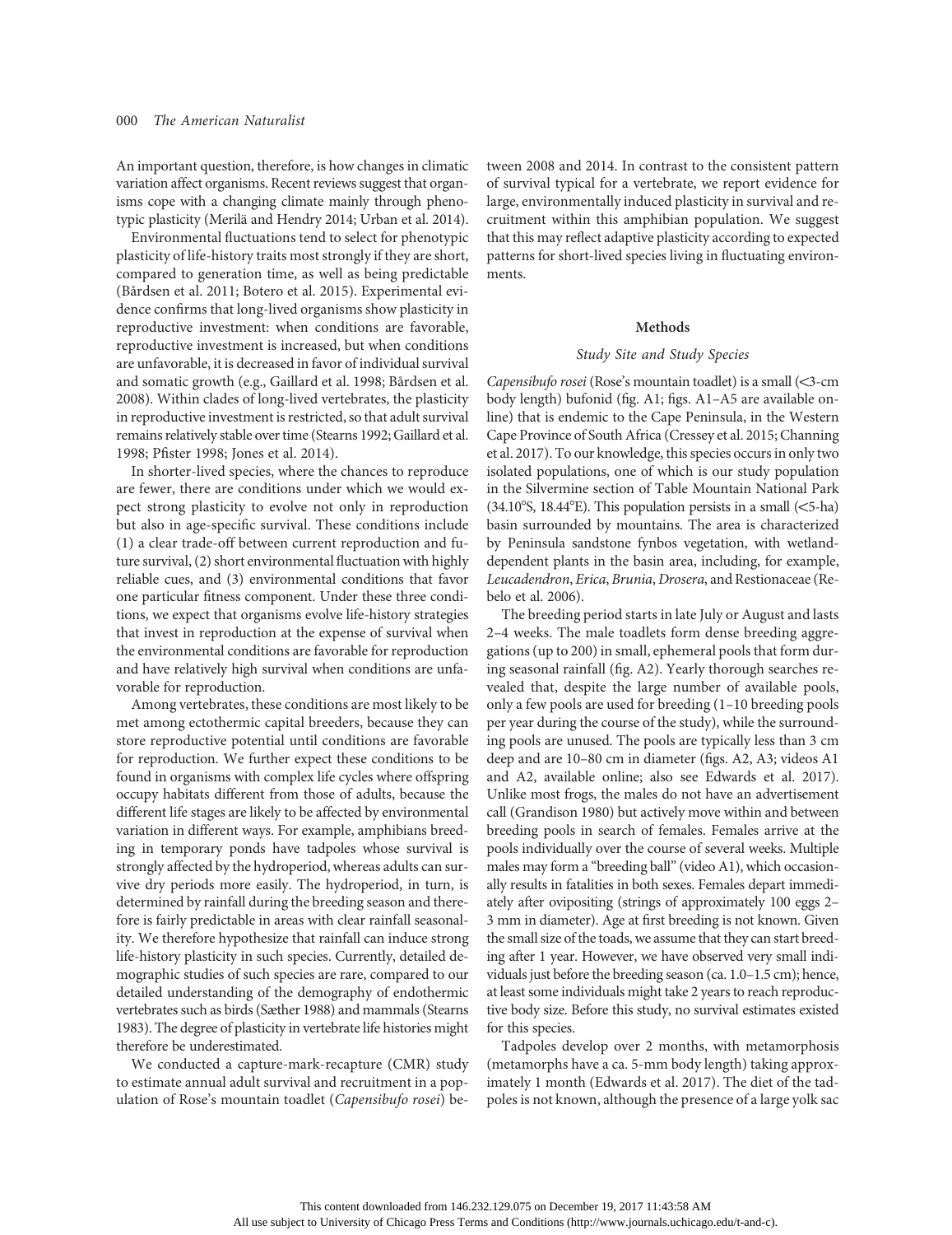An important question, therefore, is how changes in climatic variation affect organisms. Recent reviews suggest that organisms cope with a changing climate mainly through phenotypic plasticity (Merilä and Hendry 2014; Urban et al. 2014).

Environmental fluctuations tend to select for phenotypic plasticity of life-history traits most strongly if they are short, compared to generation time, as well as being predictable (Bårdsen et al. 2011; Botero et al. 2015). Experimental evidence confirms that long-lived organisms show plasticity in reproductive investment: when conditions are favorable, reproductive investment is increased, but when conditions are unfavorable, it is decreased in favor of individual survival and somatic growth (e.g., Gaillard et al. 1998; Bårdsen et al. 2008). Within clades of long-lived vertebrates, the plasticity in reproductive investment is restricted, so that adult survival remains relatively stable over time (Stearns 1992; Gaillard et al. 1998; Pfister 1998; Jones et al. 2014).

In shorter-lived species, where the chances to reproduce are fewer, there are conditions under which we would expect strong plasticity to evolve not only in reproduction but also in age-specific survival. These conditions include (1) a clear trade-off between current reproduction and future survival, (2) short environmental fluctuation with highly reliable cues, and (3) environmental conditions that favor one particular fitness component. Under these three conditions, we expect that organisms evolve life-history strategies that invest in reproduction at the expense of survival when the environmental conditions are favorable for reproduction and have relatively high survival when conditions are unfavorable for reproduction.

Among vertebrates, these conditions are most likely to be met among ectothermic capital breeders, because they can store reproductive potential until conditions are favorable for reproduction. We further expect these conditions to be found in organisms with complex life cycles where offspring occupy habitats different from those of adults, because the different life stages are likely to be affected by environmental variation in different ways. For example, amphibians breeding in temporary ponds have tadpoles whose survival is strongly affected by the hydroperiod, whereas adults can survive dry periods more easily. The hydroperiod, in turn, is determined by rainfall during the breeding season and therefore is fairly predictable in areas with clear rainfall seasonality. We therefore hypothesize that rainfall can induce strong life-history plasticity in such species. Currently, detailed demographic studies of such species are rare, compared to our detailed understanding of the demography of endothermic vertebrates such as birds (Sæther 1988) and mammals (Stearns 1983). The degree of plasticity in vertebrate life histories might therefore be underestimated.

We conducted a capture-mark-recapture (CMR) study to estimate annual adult survival and recruitment in a population of Rose's mountain toadlet (*Capensibufo rosei*) between 2008 and 2014. In contrast to the consistent pattern of survival typical for a vertebrate, we report evidence for large, environmentally induced plasticity in survival and recruitment within this amphibian population. We suggest that this may reflect adaptive plasticity according to expected patterns for short-lived species living in fluctuating environments.

## Methods

### Study Site and Study Species

*Capensibufo rosei* (Rose's mountain toadlet) is a small (<3-cm body length) bufonid (fig. A1; figs. A1–A5 are available online) that is endemic to the Cape Peninsula, in the Western Cape Province of South Africa (Cressey et al. 2015; Channing et al. 2017). To our knowledge, this species occurs in only two isolated populations, one of which is our study population in the Silvermine section of Table Mountain National Park (34.10°S, 18.44°E). This population persists in a small (<5-ha) basin surrounded by mountains. The area is characterized by Peninsula sandstone fynbos vegetation, with wetland-dependent plants in the basin area, including, for example, *Leucadendron*, *Erica*, *Brunia*, *Drosera*, and Restionaceae (Rebelo et al. 2006).

The breeding period starts in late July or August and lasts 2–4 weeks. The male toadlets form dense breeding aggregations (up to 200) in small, ephemeral pools that form during seasonal rainfall (fig. A2). Yearly thorough searches revealed that, despite the large number of available pools, only a few pools are used for breeding (1–10 breeding pools per year during the course of the study), while the surrounding pools are unused. The pools are typically less than 3 cm deep and are 10–80 cm in diameter (figs. A2, A3; videos A1 and A2, available online; also see Edwards et al. 2017). Unlike most frogs, the males do not have an advertisement call (Grandison 1980) but actively move within and between breeding pools in search of females. Females arrive at the pools individually over the course of several weeks. Multiple males may form a "breeding ball" (video A1), which occasionally results in fatalities in both sexes. Females depart immediately after ovipositing (strings of approximately 100 eggs 2–3 mm in diameter). Age at first breeding is not known. Given the small size of the toads, we assume that they can start breeding after 1 year. However, we have observed very small individuals just before the breeding season (ca. 1.0–1.5 cm); hence, at least some individuals might take 2 years to reach reproductive body size. Before this study, no survival estimates existed for this species.

Tadpoles develop over 2 months, with metamorphosis (metamorphs have a ca. 5-mm body length) taking approximately 1 month (Edwards et al. 2017). The diet of the tadpoles is not known, although the presence of a large yolk sac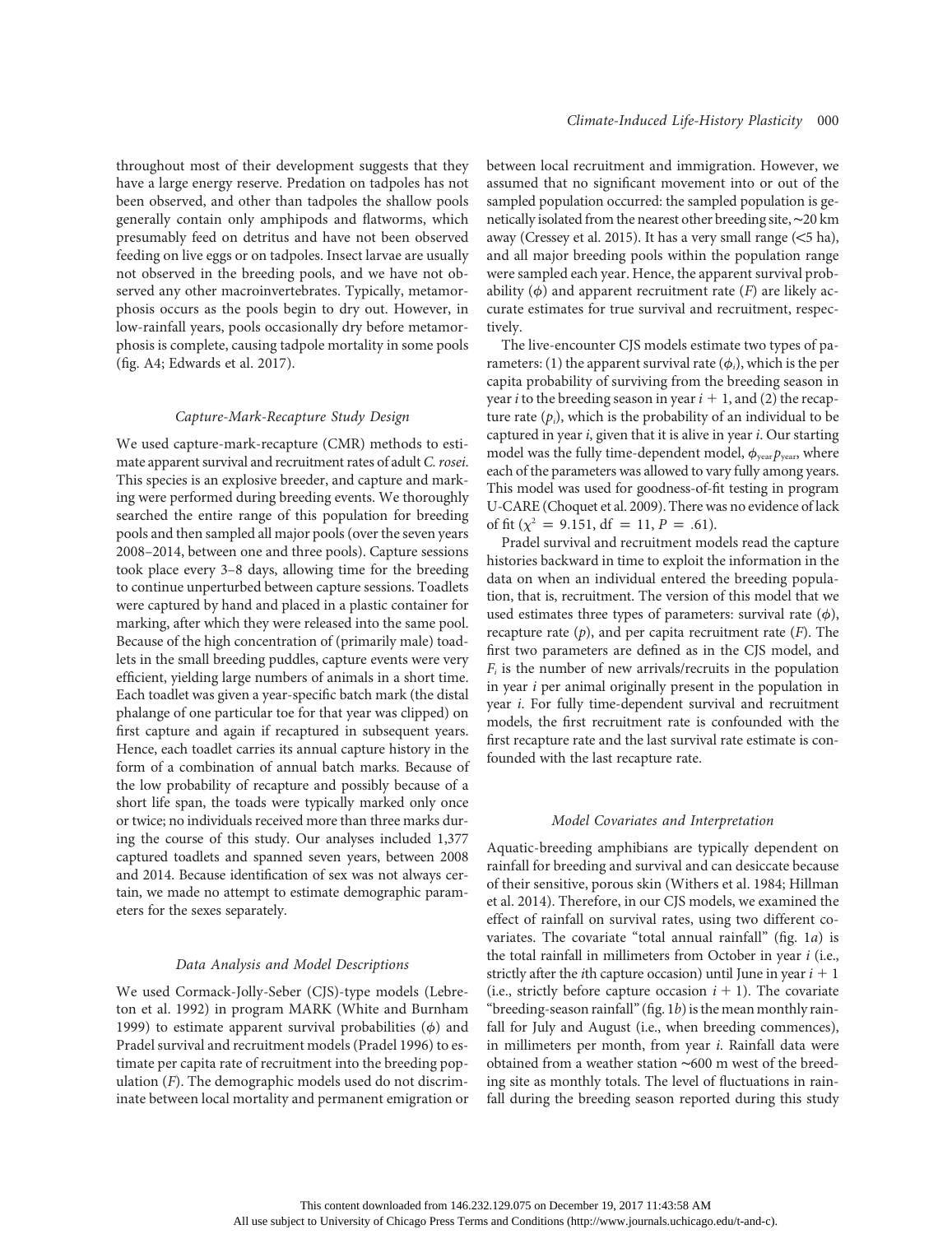throughout most of their development suggests that they have a large energy reserve. Predation on tadpoles has not been observed, and other than tadpoles the shallow pools generally contain only amphipods and flatworms, which presumably feed on detritus and have not been observed feeding on live eggs or on tadpoles. Insect larvae are usually not observed in the breeding pools, and we have not observed any other macroinvertebrates. Typically, metamorphosis occurs as the pools begin to dry out. However, in low-rainfall years, pools occasionally dry before metamorphosis is complete, causing tadpole mortality in some pools (fig. A4; Edwards et al. 2017).

### *Capture-Mark-Recapture Study Design*

We used capture-mark-recapture (CMR) methods to estimate apparent survival and recruitment rates of adult *C. rosei*. This species is an explosive breeder, and capture and marking were performed during breeding events. We thoroughly searched the entire range of this population for breeding pools and then sampled all major pools (over the seven years 2008–2014, between one and three pools). Capture sessions took place every 3–8 days, allowing time for the breeding to continue unperturbed between capture sessions. Toadlets were captured by hand and placed in a plastic container for marking, after which they were released into the same pool. Because of the high concentration of (primarily male) toadlets in the small breeding puddles, capture events were very efficient, yielding large numbers of animals in a short time. Each toadlet was given a year-specific batch mark (the distal phalange of one particular toe for that year was clipped) on first capture and again if recaptured in subsequent years. Hence, each toadlet carries its annual capture history in the form of a combination of annual batch marks. Because of the low probability of recapture and possibly because of a short life span, the toads were typically marked only once or twice; no individuals received more than three marks during the course of this study. Our analyses included 1,377 captured toadlets and spanned seven years, between 2008 and 2014. Because identification of sex was not always certain, we made no attempt to estimate demographic parameters for the sexes separately.

### *Data Analysis and Model Descriptions*

We used Cormack-Jolly-Seber (CJS)-type models (Lebreton et al. 1992) in program MARK (White and Burnham 1999) to estimate apparent survival probabilities ($\phi$) and Pradel survival and recruitment models (Pradel 1996) to estimate per capita rate of recruitment into the breeding population ($F$). The demographic models used do not discriminate between local mortality and permanent emigration or between local recruitment and immigration. However, we assumed that no significant movement into or out of the sampled population occurred: the sampled population is genetically isolated from the nearest other breeding site, ~20 km away (Cressey et al. 2015). It has a very small range (<5 ha), and all major breeding pools within the population range were sampled each year. Hence, the apparent survival probability ($\phi$) and apparent recruitment rate ($F$) are likely accurate estimates for true survival and recruitment, respectively.

The live-encounter CJS models estimate two types of parameters: (1) the apparent survival rate ($\phi_i$), which is the per capita probability of surviving from the breeding season in year $i$ to the breeding season in year $i + 1$, and (2) the recapture rate ($p_i$), which is the probability of an individual to be captured in year $i$, given that it is alive in year $i$. Our starting model was the fully time-dependent model, $\phi_{\text{year}} p_{\text{year}}$, where each of the parameters was allowed to vary fully among years. This model was used for goodness-of-fit testing in program U-CARE (Choquet et al. 2009). There was no evidence of lack of fit ($\chi^2 = 9.151$, df $= 11$, $P = .61$).

Pradel survival and recruitment models read the capture histories backward in time to exploit the information in the data on when an individual entered the breeding population, that is, recruitment. The version of this model that we used estimates three types of parameters: survival rate ($\phi$), recapture rate ($p$), and per capita recruitment rate ($F$). The first two parameters are defined as in the CJS model, and $F_i$ is the number of new arrivals/recruits in the population in year $i$ per animal originally present in the population in year $i$. For fully time-dependent survival and recruitment models, the first recruitment rate is confounded with the first recapture rate and the last survival rate estimate is confounded with the last recapture rate.

### *Model Covariates and Interpretation*

Aquatic-breeding amphibians are typically dependent on rainfall for breeding and survival and can desiccate because of their sensitive, porous skin (Withers et al. 1984; Hillman et al. 2014). Therefore, in our CJS models, we examined the effect of rainfall on survival rates, using two different covariates. The covariate "total annual rainfall" (fig. 1*a*) is the total rainfall in millimeters from October in year $i$ (i.e., strictly after the $i$th capture occasion) until June in year $i + 1$ (i.e., strictly before capture occasion $i + 1$). The covariate "breeding-season rainfall" (fig. 1*b*) is the mean monthly rainfall for July and August (i.e., when breeding commences), in millimeters per month, from year $i$. Rainfall data were obtained from a weather station ~600 m west of the breeding site as monthly totals. The level of fluctuations in rainfall during the breeding season reported during this study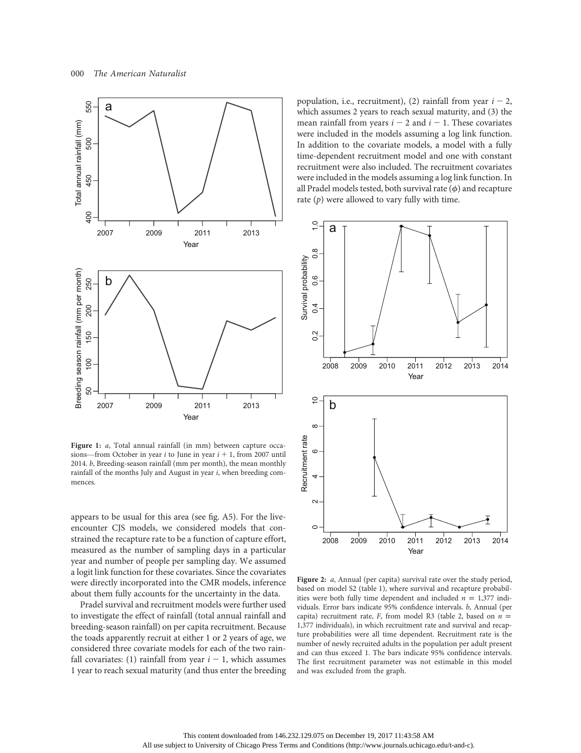**Figure 1:** *a*, Total annual rainfall (in mm) between capture occasions—from October in year $i$ to June in year $i + 1$, from 2007 until 2014. *b*, Breeding-season rainfall (mm per month), the mean monthly rainfall of the months July and August in year $i$, when breeding commences.

appears to be usual for this area (see fig. A5). For the live-encounter CJS models, we considered models that constrained the recapture rate to be a function of capture effort, measured as the number of sampling days in a particular year and number of people per sampling day. We assumed a logit link function for these covariates. Since the covariates were directly incorporated into the CMR models, inference about them fully accounts for the uncertainty in the data.

Pradel survival and recruitment models were further used to investigate the effect of rainfall (total annual rainfall and breeding-season rainfall) on per capita recruitment. Because the toads apparently recruit at either 1 or 2 years of age, we considered three covariate models for each of the two rainfall covariates: (1) rainfall from year $i - 1$, which assumes 1 year to reach sexual maturity (and thus enter the breeding population, i.e., recruitment), (2) rainfall from year $i - 2$, which assumes 2 years to reach sexual maturity, and (3) the mean rainfall from years $i - 2$ and $i - 1$. These covariates were included in the models assuming a log link function. In addition to the covariate models, a model with a fully time-dependent recruitment model and one with constant recruitment were also included. The recruitment covariates were included in the models assuming a log link function. In all Pradel models tested, both survival rate ($\phi$) and recapture rate ($p$) were allowed to vary fully with time.

**Figure 2:** *a*, Annual (per capita) survival rate over the study period, based on model S2 (table 1), where survival and recapture probabilities were both fully time dependent and included $n = 1{,}377$ individuals. Error bars indicate 95% confidence intervals. *b*, Annual (per capita) recruitment rate, $F$, from model R3 (table 2, based on $n = 1{,}377$ individuals), in which recruitment rate and survival and recapture probabilities were all time dependent. Recruitment rate is the number of newly recruited adults in the population per adult present and can thus exceed 1. The bars indicate 95% confidence intervals. The first recruitment parameter was not estimable in this model and was excluded from the graph.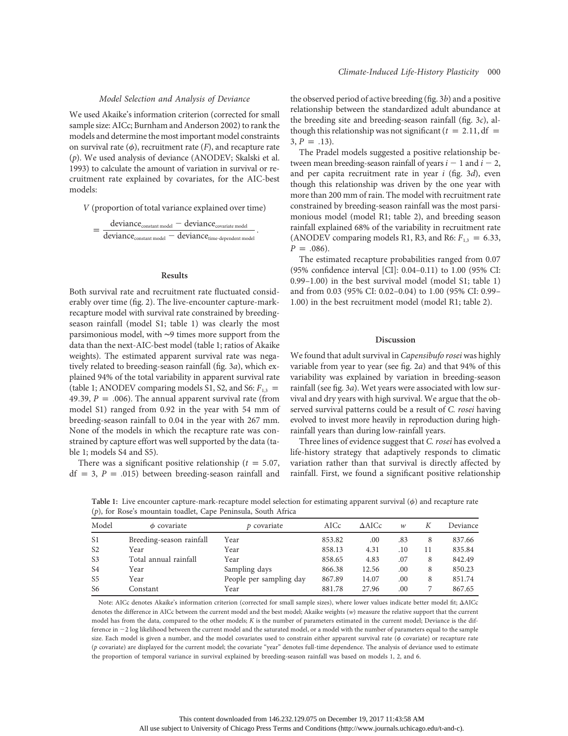### Model Selection and Analysis of Deviance

We used Akaike's information criterion (corrected for small sample size: AICc; Burnham and Anderson 2002) to rank the models and determine the most important model constraints on survival rate ($\phi$), recruitment rate ($F$), and recapture rate ($p$). We used analysis of deviance (ANODEV; Skalski et al. 1993) to calculate the amount of variation in survival or recruitment rate explained by covariates, for the AIC-best models:

$$V \text{ (proportion of total variance explained over time)} = \frac{\text{deviance}_{\text{constant model}} - \text{deviance}_{\text{covariate model}}}{\text{deviance}_{\text{constant model}} - \text{deviance}_{\text{time-dependent model}}}.$$

## Results

Both survival rate and recruitment rate fluctuated considerably over time (fig. 2). The live-encounter capture-mark-recapture model with survival rate constrained by breeding-season rainfall (model S1; table 1) was clearly the most parsimonious model, with ~9 times more support from the data than the next-AIC-best model (table 1; ratios of Akaike weights). The estimated apparent survival rate was negatively related to breeding-season rainfall (fig. 3*a*), which explained 94% of the total variability in apparent survival rate (table 1; ANODEV comparing models S1, S2, and S6: $F_{1,3} = 49.39$, $P = .006$). The annual apparent survival rate (from model S1) ranged from 0.92 in the year with 54 mm of breeding-season rainfall to 0.04 in the year with 267 mm. None of the models in which the recapture rate was constrained by capture effort was well supported by the data (table 1; models S4 and S5).

There was a significant positive relationship ($t = 5.07$, $\text{df} = 3$, $P = .015$) between breeding-season rainfall and the observed period of active breeding (fig. 3*b*) and a positive relationship between the standardized adult abundance at the breeding site and breeding-season rainfall (fig. 3*c*), although this relationship was not significant ($t = 2.11$, $\text{df} = 3$, $P = .13$).

The Pradel models suggested a positive relationship between mean breeding-season rainfall of years $i - 1$ and $i - 2$, and per capita recruitment rate in year $i$ (fig. 3*d*), even though this relationship was driven by the one year with more than 200 mm of rain. The model with recruitment rate constrained by breeding-season rainfall was the most parsimonious model (model R1; table 2), and breeding season rainfall explained 68% of the variability in recruitment rate (ANODEV comparing models R1, R3, and R6: $F_{1,3} = 6.33$, $P = .086$).

The estimated recapture probabilities ranged from 0.07 (95% confidence interval [CI]: 0.04–0.11) to 1.00 (95% CI: 0.99–1.00) in the best survival model (model S1; table 1) and from 0.03 (95% CI: 0.02–0.04) to 1.00 (95% CI: 0.99–1.00) in the best recruitment model (model R1; table 2).

## Discussion

We found that adult survival in *Capensibufo rosei* was highly variable from year to year (see fig. 2*a*) and that 94% of this variability was explained by variation in breeding-season rainfall (see fig. 3*a*). Wet years were associated with low survival and dry years with high survival. We argue that the observed survival patterns could be a result of *C. rosei* having evolved to invest more heavily in reproduction during high-rainfall years than during low-rainfall years.

Three lines of evidence suggest that *C. rosei* has evolved a life-history strategy that adaptively responds to climatic variation rather than that survival is directly affected by rainfall. First, we found a significant positive relationship

**Table 1:** Live encounter capture-mark-recapture model selection for estimating apparent survival ($\phi$) and recapture rate ($p$), for Rose's mountain toadlet, Cape Peninsula, South Africa

| Model | $\phi$ covariate | $p$ covariate | AICc | ΔAICc | $w$ | $K$ | Deviance |
|---|---|---|---|---|---|---|---|
| S1 | Breeding-season rainfall | Year | 853.82 | .00 | .83 | 8 | 837.66 |
| S2 | Year | Year | 858.13 | 4.31 | .10 | 11 | 835.84 |
| S3 | Total annual rainfall | Year | 858.65 | 4.83 | .07 | 8 | 842.49 |
| S4 | Year | Sampling days | 866.38 | 12.56 | .00 | 8 | 850.23 |
| S5 | Year | People per sampling day | 867.89 | 14.07 | .00 | 8 | 851.74 |
| S6 | Constant | Year | 881.78 | 27.96 | .00 | 7 | 867.65 |

Note: AICc denotes Akaike's information criterion (corrected for small sample sizes), where lower values indicate better model fit; ΔAICc denotes the difference in AICc between the current model and the best model; Akaike weights ($w$) measure the relative support that the current model has from the data, compared to the other models; $K$ is the number of parameters estimated in the current model; Deviance is the difference in −2 log likelihood between the current model and the saturated model, or a model with the number of parameters equal to the sample size. Each model is given a number, and the model covariates used to constrain either apparent survival rate ($\phi$ covariate) or recapture rate ($p$ covariate) are displayed for the current model; the covariate "year" denotes full-time dependence. The analysis of deviance used to estimate the proportion of temporal variance in survival explained by breeding-season rainfall was based on models 1, 2, and 6.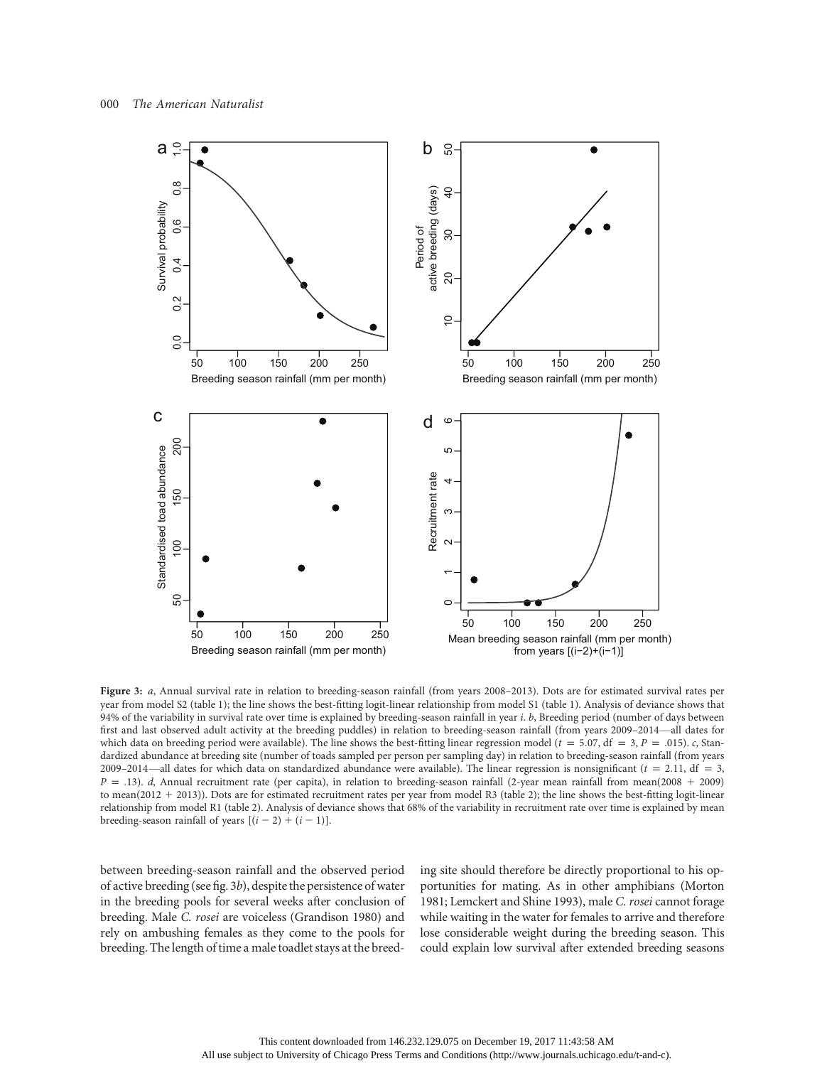**Figure 3:** *a*, Annual survival rate in relation to breeding-season rainfall (from years 2008–2013). Dots are for estimated survival rates per year from model S2 (table 1); the line shows the best-fitting logit-linear relationship from model S1 (table 1). Analysis of deviance shows that 94% of the variability in survival rate over time is explained by breeding-season rainfall in year *i*. *b*, Breeding period (number of days between first and last observed adult activity at the breeding puddles) in relation to breeding-season rainfall (from years 2009–2014—all dates for which data on breeding period were available). The line shows the best-fitting linear regression model ($t = 5.07$, df $= 3$, $P = .015$). *c*, Standardized abundance at breeding site (number of toads sampled per person per sampling day) in relation to breeding-season rainfall (from years 2009–2014—all dates for which data on standardized abundance were available). The linear regression is nonsignificant ($t = 2.11$, df $= 3$, $P = .13$). *d*, Annual recruitment rate (per capita), in relation to breeding-season rainfall (2-year mean rainfall from mean(2008 + 2009) to mean(2012 + 2013)). Dots are for estimated recruitment rates per year from model R3 (table 2); the line shows the best-fitting logit-linear relationship from model R1 (table 2). Analysis of deviance shows that 68% of the variability in recruitment rate over time is explained by mean breeding-season rainfall of years $[(i - 2) + (i - 1)]$.

between breeding-season rainfall and the observed period of active breeding (see fig. 3*b*), despite the persistence of water in the breeding pools for several weeks after conclusion of breeding. Male *C. rosei* are voiceless (Grandison 1980) and rely on ambushing females as they come to the pools for breeding. The length of time a male toadlet stays at the breeding site should therefore be directly proportional to his opportunities for mating. As in other amphibians (Morton 1981; Lemckert and Shine 1993), male *C. rosei* cannot forage while waiting in the water for females to arrive and therefore lose considerable weight during the breeding season. This could explain low survival after extended breeding seasons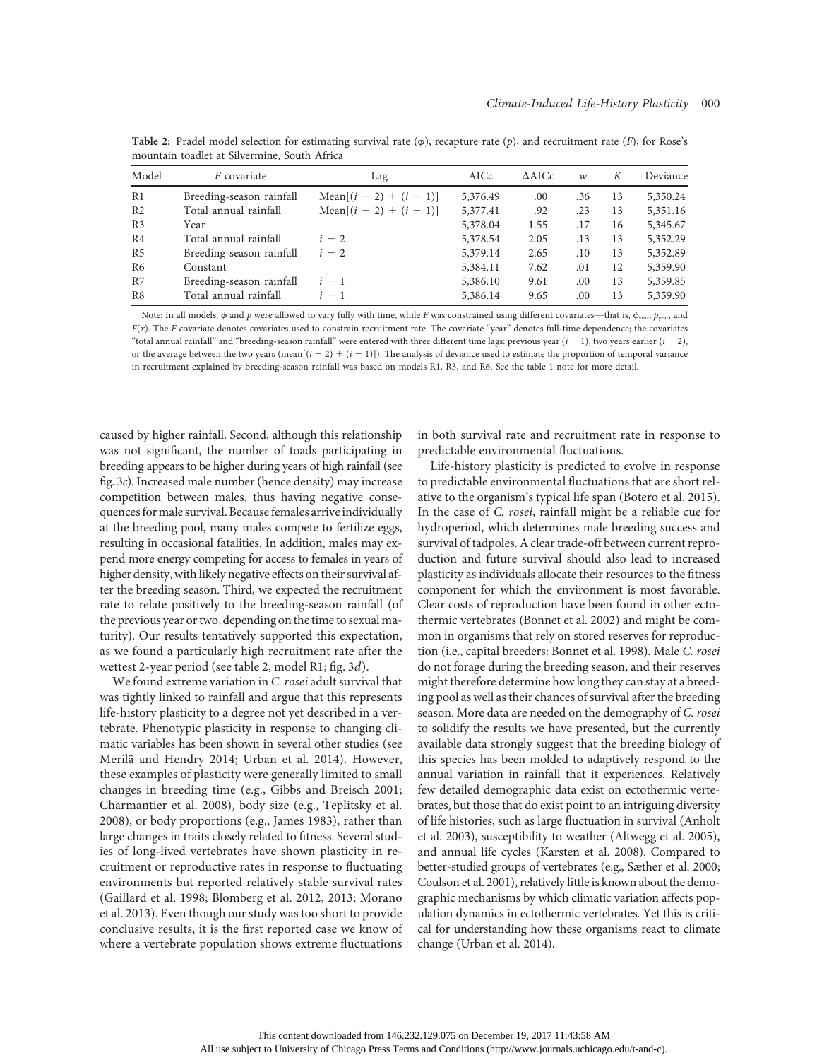**Table 2:** Pradel model selection for estimating survival rate ($\phi$), recapture rate ($p$), and recruitment rate ($F$), for Rose's mountain toadlet at Silvermine, South Africa

| Model | $F$ covariate | Lag | AICc | ΔAICc | $w$ | $K$ | Deviance |
|---|---|---|---|---|---|---|---|
| R1 | Breeding-season rainfall | Mean[$(i-2)+(i-1)$] | 5,376.49 | .00 | .36 | 13 | 5,350.24 |
| R2 | Total annual rainfall | Mean[$(i-2)+(i-1)$] | 5,377.41 | .92 | .23 | 13 | 5,351.16 |
| R3 | Year | | 5,378.04 | 1.55 | .17 | 16 | 5,345.67 |
| R4 | Total annual rainfall | $i-2$ | 5,378.54 | 2.05 | .13 | 13 | 5,352.29 |
| R5 | Breeding-season rainfall | $i-2$ | 5,379.14 | 2.65 | .10 | 13 | 5,352.89 |
| R6 | Constant | | 5,384.11 | 7.62 | .01 | 12 | 5,359.90 |
| R7 | Breeding-season rainfall | $i-1$ | 5,386.10 | 9.61 | .00 | 13 | 5,359.85 |
| R8 | Total annual rainfall | $i-1$ | 5,386.14 | 9.65 | .00 | 13 | 5,359.90 |

Note: In all models, $\phi$ and $p$ were allowed to vary fully with time, while $F$ was constrained using different covariates—that is, $\phi_{year}$, $p_{year}$, and $F(x)$. The $F$ covariate denotes covariates used to constrain recruitment rate. The covariate "year" denotes full-time dependence; the covariates "total annual rainfall" and "breeding-season rainfall" were entered with three different time lags: previous year ($i-1$), two years earlier ($i-2$), or the average between the two years (mean[$(i-2)+(i-1)$]). The analysis of deviance used to estimate the proportion of temporal variance in recruitment explained by breeding-season rainfall was based on models R1, R3, and R6. See the table 1 note for more detail.

caused by higher rainfall. Second, although this relationship was not significant, the number of toads participating in breeding appears to be higher during years of high rainfall (see fig. 3*c*). Increased male number (hence density) may increase competition between males, thus having negative consequences for male survival. Because females arrive individually at the breeding pool, many males compete to fertilize eggs, resulting in occasional fatalities. In addition, males may expend more energy competing for access to females in years of higher density, with likely negative effects on their survival after the breeding season. Third, we expected the recruitment rate to relate positively to the breeding-season rainfall (of the previous year or two, depending on the time to sexual maturity). Our results tentatively supported this expectation, as we found a particularly high recruitment rate after the wettest 2-year period (see table 2, model R1; fig. 3*d*).

We found extreme variation in *C. rosei* adult survival that was tightly linked to rainfall and argue that this represents life-history plasticity to a degree not yet described in a vertebrate. Phenotypic plasticity in response to changing climatic variables has been shown in several other studies (see Merilä and Hendry 2014; Urban et al. 2014). However, these examples of plasticity were generally limited to small changes in breeding time (e.g., Gibbs and Breisch 2001; Charmantier et al. 2008), body size (e.g., Teplitsky et al. 2008), or body proportions (e.g., James 1983), rather than large changes in traits closely related to fitness. Several studies of long-lived vertebrates have shown plasticity in recruitment or reproductive rates in response to fluctuating environments but reported relatively stable survival rates (Gaillard et al. 1998; Blomberg et al. 2012, 2013; Morano et al. 2013). Even though our study was too short to provide conclusive results, it is the first reported case we know of where a vertebrate population shows extreme fluctuations in both survival rate and recruitment rate in response to predictable environmental fluctuations.

Life-history plasticity is predicted to evolve in response to predictable environmental fluctuations that are short relative to the organism's typical life span (Botero et al. 2015). In the case of *C. rosei*, rainfall might be a reliable cue for hydroperiod, which determines male breeding success and survival of tadpoles. A clear trade-off between current reproduction and future survival should also lead to increased plasticity as individuals allocate their resources to the fitness component for which the environment is most favorable. Clear costs of reproduction have been found in other ectothermic vertebrates (Bonnet et al. 2002) and might be common in organisms that rely on stored reserves for reproduction (i.e., capital breeders: Bonnet et al. 1998). Male *C. rosei* do not forage during the breeding season, and their reserves might therefore determine how long they can stay at a breeding pool as well as their chances of survival after the breeding season. More data are needed on the demography of *C. rosei* to solidify the results we have presented, but the currently available data strongly suggest that the breeding biology of this species has been molded to adaptively respond to the annual variation in rainfall that it experiences. Relatively few detailed demographic data exist on ectothermic vertebrates, but those that do exist point to an intriguing diversity of life histories, such as large fluctuation in survival (Anholt et al. 2003), susceptibility to weather (Altwegg et al. 2005), and annual life cycles (Karsten et al. 2008). Compared to better-studied groups of vertebrates (e.g., Sæther et al. 2000; Coulson et al. 2001), relatively little is known about the demographic mechanisms by which climatic variation affects population dynamics in ectothermic vertebrates. Yet this is critical for understanding how these organisms react to climate change (Urban et al. 2014).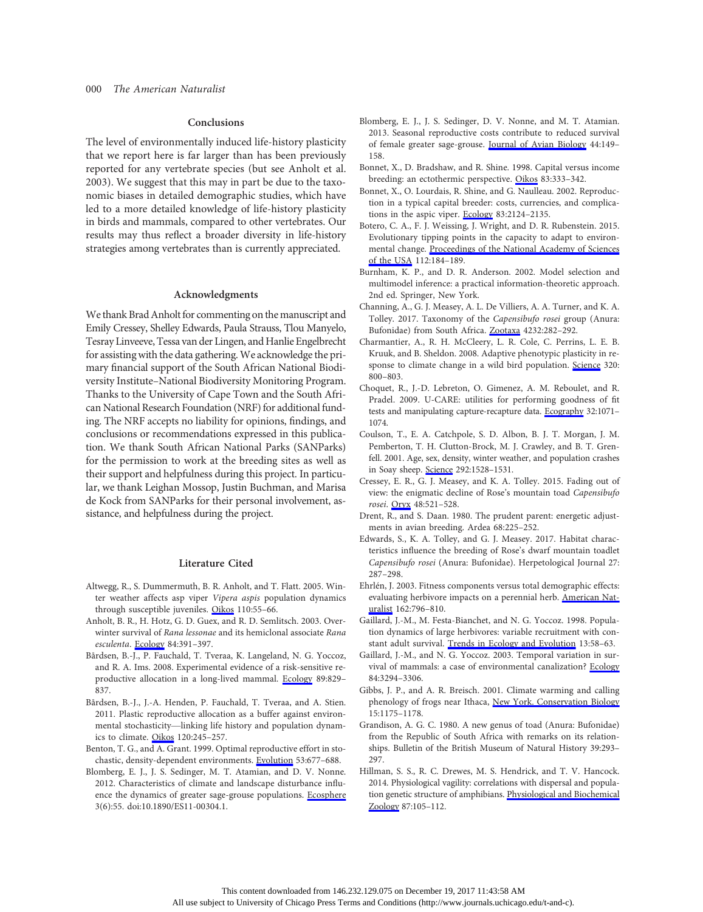## Conclusions

The level of environmentally induced life-history plasticity that we report here is far larger than has been previously reported for any vertebrate species (but see Anholt et al. 2003). We suggest that this may in part be due to the taxonomic biases in detailed demographic studies, which have led to a more detailed knowledge of life-history plasticity in birds and mammals, compared to other vertebrates. Our results may thus reflect a broader diversity in life-history strategies among vertebrates than is currently appreciated.

## Acknowledgments

We thank Brad Anholt for commenting on the manuscript and Emily Cressey, Shelley Edwards, Paula Strauss, Tlou Manyelo, Tesray Linveeve, Tessa van der Lingen, and Hanlie Engelbrecht for assisting with the data gathering. We acknowledge the primary financial support of the South African National Biodiversity Institute–National Biodiversity Monitoring Program. Thanks to the University of Cape Town and the South African National Research Foundation (NRF) for additional funding. The NRF accepts no liability for opinions, findings, and conclusions or recommendations expressed in this publication. We thank South African National Parks (SANParks) for the permission to work at the breeding sites as well as their support and helpfulness during this project. In particular, we thank Leighan Mossop, Justin Buchman, and Marisa de Kock from SANParks for their personal involvement, assistance, and helpfulness during the project.

## Literature Cited

Altwegg, R., S. Dummermuth, B. R. Anholt, and T. Flatt. 2005. Winter weather affects asp viper *Vipera aspis* population dynamics through susceptible juveniles. Oikos 110:55–66.

Anholt, B. R., H. Hotz, G. D. Guex, and R. D. Semlitsch. 2003. Overwinter survival of *Rana lessonae* and its hemiclonal associate *Rana esculenta*. Ecology 84:391–397.

Bårdsen, B.-J., P. Fauchald, T. Tveraa, K. Langeland, N. G. Yoccoz, and R. A. Ims. 2008. Experimental evidence of a risk-sensitive reproductive allocation in a long-lived mammal. Ecology 89:829–837.

Bårdsen, B.-J., J.-A. Henden, P. Fauchald, T. Tveraa, and A. Stien. 2011. Plastic reproductive allocation as a buffer against environmental stochasticity—linking life history and population dynamics to climate. Oikos 120:245–257.

Benton, T. G., and A. Grant. 1999. Optimal reproductive effort in stochastic, density-dependent environments. Evolution 53:677–688.

Blomberg, E. J., J. S. Sedinger, M. T. Atamian, and D. V. Nonne. 2012. Characteristics of climate and landscape disturbance influence the dynamics of greater sage-grouse populations. Ecosphere 3(6):55. doi:10.1890/ES11-00304.1.

Blomberg, E. J., J. S. Sedinger, D. V. Nonne, and M. T. Atamian. 2013. Seasonal reproductive costs contribute to reduced survival of female greater sage-grouse. Journal of Avian Biology 44:149–158.

Bonnet, X., D. Bradshaw, and R. Shine. 1998. Capital versus income breeding: an ectothermic perspective. Oikos 83:333–342.

Bonnet, X., O. Lourdais, R. Shine, and G. Naulleau. 2002. Reproduction in a typical capital breeder: costs, currencies, and complications in the aspic viper. Ecology 83:2124–2135.

Botero, C. A., F. J. Weissing, J. Wright, and D. R. Rubenstein. 2015. Evolutionary tipping points in the capacity to adapt to environmental change. Proceedings of the National Academy of Sciences of the USA 112:184–189.

Burnham, K. P., and D. R. Anderson. 2002. Model selection and multimodel inference: a practical information-theoretic approach. 2nd ed. Springer, New York.

Channing, A., G. J. Measey, A. L. De Villiers, A. A. Turner, and K. A. Tolley. 2017. Taxonomy of the *Capensibufo rosei* group (Anura: Bufonidae) from South Africa. Zootaxa 4232:282–292.

Charmantier, A., R. H. McCleery, L. R. Cole, C. Perrins, L. E. B. Kruuk, and B. Sheldon. 2008. Adaptive phenotypic plasticity in response to climate change in a wild bird population. Science 320:800–803.

Choquet, R., J.-D. Lebreton, O. Gimenez, A. M. Reboulet, and R. Pradel. 2009. U-CARE: utilities for performing goodness of fit tests and manipulating capture-recapture data. Ecography 32:1071–1074.

Coulson, T., E. A. Catchpole, S. D. Albon, B. J. T. Morgan, J. M. Pemberton, T. H. Clutton-Brock, M. J. Crawley, and B. T. Grenfell. 2001. Age, sex, density, winter weather, and population crashes in Soay sheep. Science 292:1528–1531.

Cressey, E. R., G. J. Measey, and K. A. Tolley. 2015. Fading out of view: the enigmatic decline of Rose's mountain toad *Capensibufo rosei*. Oryx 48:521–528.

Drent, R., and S. Daan. 1980. The prudent parent: energetic adjustments in avian breeding. Ardea 68:225–252.

Edwards, S., K. A. Tolley, and G. J. Measey. 2017. Habitat characteristics influence the breeding of Rose's dwarf mountain toadlet *Capensibufo rosei* (Anura: Bufonidae). Herpetological Journal 27:287–298.

Ehrlén, J. 2003. Fitness components versus total demographic effects: evaluating herbivore impacts on a perennial herb. American Naturalist 162:796–810.

Gaillard, J.-M., M. Festa-Bianchet, and N. G. Yoccoz. 1998. Population dynamics of large herbivores: variable recruitment with constant adult survival. Trends in Ecology and Evolution 13:58–63.

Gaillard, J.-M., and N. G. Yoccoz. 2003. Temporal variation in survival of mammals: a case of environmental canalization? Ecology 84:3294–3306.

Gibbs, J. P., and A. R. Breisch. 2001. Climate warming and calling phenology of frogs near Ithaca, New York. Conservation Biology 15:1175–1178.

Grandison, A. G. C. 1980. A new genus of toad (Anura: Bufonidae) from the Republic of South Africa with remarks on its relationships. Bulletin of the British Museum of Natural History 39:293–297.

Hillman, S. S., R. C. Drewes, M. S. Hendrick, and T. V. Hancock. 2014. Physiological vagility: correlations with dispersal and population genetic structure of amphibians. Physiological and Biochemical Zoology 87:105–112.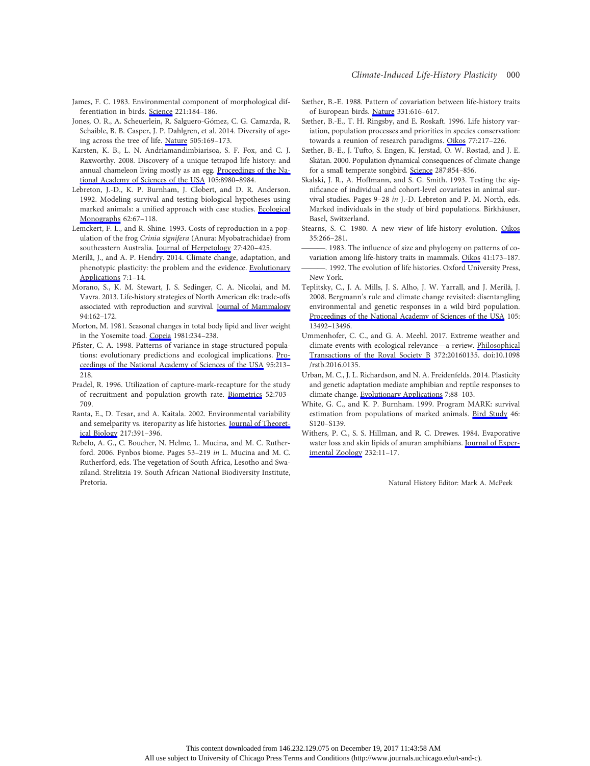James, F. C. 1983. Environmental component of morphological differentiation in birds. Science 221:184–186.

Jones, O. R., A. Scheuerlein, R. Salguero-Gómez, C. G. Camarda, R. Schaible, B. B. Casper, J. P. Dahlgren, et al. 2014. Diversity of ageing across the tree of life. Nature 505:169–173.

Karsten, K. B., L. N. Andriamandimbiarisoa, S. F. Fox, and C. J. Raxworthy. 2008. Discovery of a unique tetrapod life history: and annual chameleon living mostly as an egg. Proceedings of the National Academy of Sciences of the USA 105:8980–8984.

Lebreton, J.-D., K. P. Burnham, J. Clobert, and D. R. Anderson. 1992. Modeling survival and testing biological hypotheses using marked animals: a unified approach with case studies. Ecological Monographs 62:67–118.

Lemckert, F. L., and R. Shine. 1993. Costs of reproduction in a population of the frog *Crinia signifera* (Anura: Myobatrachidae) from southeastern Australia. Journal of Herpetology 27:420–425.

Merilä, J., and A. P. Hendry. 2014. Climate change, adaptation, and phenotypic plasticity: the problem and the evidence. Evolutionary Applications 7:1–14.

Morano, S., K. M. Stewart, J. S. Sedinger, C. A. Nicolai, and M. Vavra. 2013. Life-history strategies of North American elk: trade-offs associated with reproduction and survival. Journal of Mammalogy 94:162–172.

Morton, M. 1981. Seasonal changes in total body lipid and liver weight in the Yosemite toad. Copeia 1981:234–238.

Pfister, C. A. 1998. Patterns of variance in stage-structured populations: evolutionary predictions and ecological implications. Proceedings of the National Academy of Sciences of the USA 95:213–218.

Pradel, R. 1996. Utilization of capture-mark-recapture for the study of recruitment and population growth rate. Biometrics 52:703–709.

Ranta, E., D. Tesar, and A. Kaitala. 2002. Environmental variability and semelparity vs. iteroparity as life histories. Journal of Theoretical Biology 217:391–396.

Rebelo, A. G., C. Boucher, N. Helme, L. Mucina, and M. C. Rutherford. 2006. Fynbos biome. Pages 53–219 *in* L. Mucina and M. C. Rutherford, eds. The vegetation of South Africa, Lesotho and Swaziland. Strelitzia 19. South African National Biodiversity Institute, Pretoria.

Sæther, B.-E. 1988. Pattern of covariation between life-history traits of European birds. Nature 331:616–617.

Sæther, B.-E., T. H. Ringsby, and E. Roskaft. 1996. Life history variation, population processes and priorities in species conservation: towards a reunion of research paradigms. Oikos 77:217–226.

Sæther, B.-E., J. Tufto, S. Engen, K. Jerstad, O. W. Røstad, and J. E. Skåtan. 2000. Population dynamical consequences of climate change for a small temperate songbird. Science 287:854–856.

Skalski, J. R., A. Hoffmann, and S. G. Smith. 1993. Testing the significance of individual and cohort-level covariates in animal survival studies. Pages 9–28 *in* J.-D. Lebreton and P. M. North, eds. Marked individuals in the study of bird populations. Birkhäuser, Basel, Switzerland.

Stearns, S. C. 1980. A new view of life-history evolution. Oikos 35:266–281.

———. 1983. The influence of size and phylogeny on patterns of covariation among life-history traits in mammals. Oikos 41:173–187.

———. 1992. The evolution of life histories. Oxford University Press, New York.

Teplitsky, C., J. A. Mills, J. S. Alho, J. W. Yarrall, and J. Merilä, J. 2008. Bergmann's rule and climate change revisited: disentangling environmental and genetic responses in a wild bird population. Proceedings of the National Academy of Sciences of the USA 105: 13492–13496.

Ummenhofer, C. C., and G. A. Meehl. 2017. Extreme weather and climate events with ecological relevance—a review. Philosophical Transactions of the Royal Society B 372:20160135. doi:10.1098/rstb.2016.0135.

Urban, M. C., J. L. Richardson, and N. A. Freidenfelds. 2014. Plasticity and genetic adaptation mediate amphibian and reptile responses to climate change. Evolutionary Applications 7:88–103.

White, G. C., and K. P. Burnham. 1999. Program MARK: survival estimation from populations of marked animals. Bird Study 46: S120–S139.

Withers, P. C., S. S. Hillman, and R. C. Drewes. 1984. Evaporative water loss and skin lipids of anuran amphibians. Journal of Experimental Zoology 232:11–17.

Natural History Editor: Mark A. McPeek